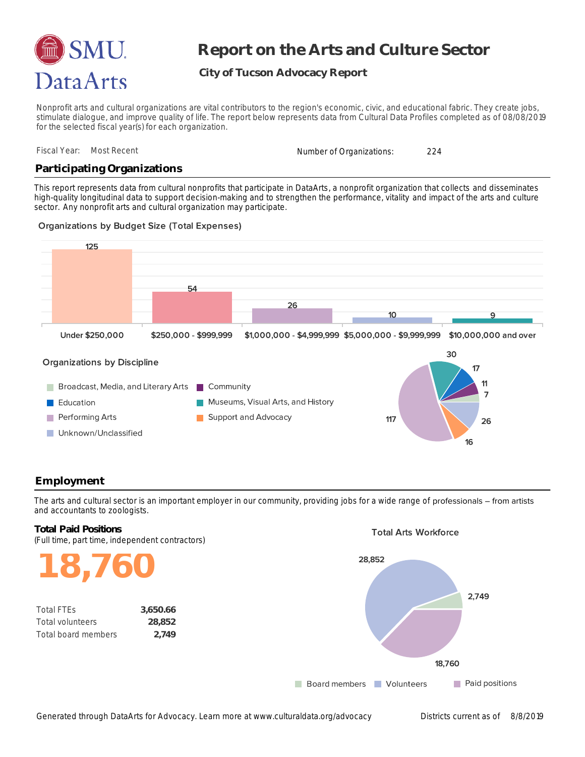# Report on the Arts and Culture Sector

## City of Tucson Advocacy Report

Nonprofit arts and cultural organizations are vital contributors to the region's economic, civic, and educational fabric. They create jobs, stimulate dialogue, and improve quality of life. The report below represents data from Cultural Data Profiles completed as of 08/08/2019 for the selected fiscal year(s) for each organization.

Fiscal Year: Most Recent

Number of Organizations: 224

## Participating Organizations

This report represents data from cultural nonprofits that participate in DataArts, a nonprofit organization that collects and disseminates high-quality longitudinal data to support decision-making and to strengthen the performance, vitality and impact of the arts and culture sector. Any nonprofit arts and cultural organization may participate.

### Organizations by Budget Size (Total Expenses)

| Budget Size | Organizations |
|---|---|
| Under $250,000 | 125 |
| $250,000 - $999,999 | 54 |
| $1,000,000 - $4,999,999 | 26 |
| $5,000,000 - $9,999,999 | 10 |
| $10,000,000 and over | 9 |

### Organizations by Discipline

| Discipline | Organizations |
|---|---|
| Broadcast, Media, and Literary Arts | 7 |
| Community | 11 |
| Education | 17 |
| Museums, Visual Arts, and History | 30 |
| Performing Arts | 117 |
| Support and Advocacy | 16 |
| Unknown/Unclassified | 26 |

## Employment

The arts and cultural sector is an important employer in our community, providing jobs for a wide range of professionals – from artists and accountants to zoologists.

### Total Paid Positions

(Full time, part time, independent contractors)

**18,760**

| | |
|---|---|
| Total FTEs | **3,650.66** |
| Total volunteers | **28,852** |
| Total board members | **2,749** |

### Total Arts Workforce

| Category | Count |
|---|---|
| Board members | 2,749 |
| Volunteers | 28,852 |
| Paid positions | 18,760 |

Generated through DataArts for Advocacy. Learn more at www.culturaldata.org/advocacy

Districts current as of 8/8/2019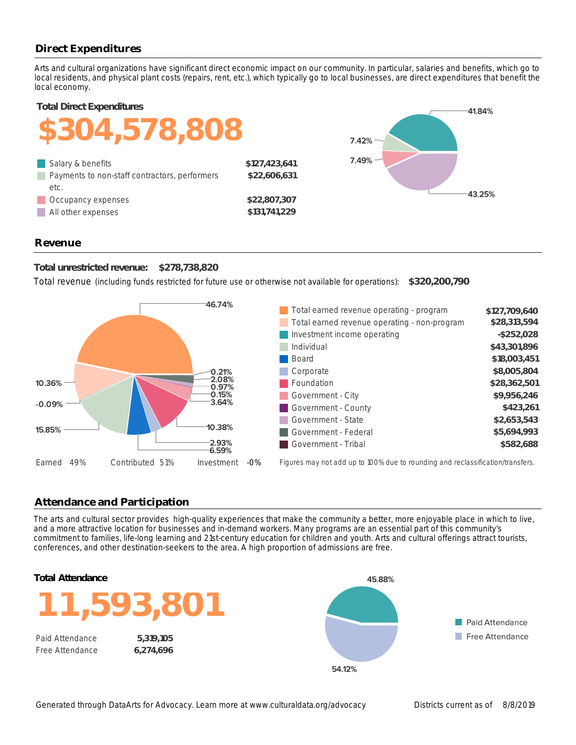## Direct Expenditures

Arts and cultural organizations have significant direct economic impact on our community. In particular, salaries and benefits, which go to local residents, and physical plant costs (repairs, rent, etc.), which typically go to local businesses, are direct expenditures that benefit the local economy.

### Total Direct Expenditures

**$304,578,808**

| Category | Amount |
| --- | --- |
| Salary & benefits | $127,423,641 |
| Payments to non-staff contractors, performers etc. | $22,606,631 |
| Occupancy expenses | $22,807,307 |
| All other expenses | $131,741,229 |

41.84%
7.42%
7.49%
43.25%

## Revenue

**Total unrestricted revenue: $278,738,820**

Total revenue (including funds restricted for future use or otherwise not available for operations): **$320,200,790**

46.74%
10.36%
-0.09%
15.85%
0.21%
2.08%
0.97%
0.15%
3.64%
10.38%
2.93%
6.59%

Earned 49% Contributed 51% Investment -0%

| Category | Amount |
| --- | --- |
| Total earned revenue operating - program | $127,709,640 |
| Total earned revenue operating - non-program | $28,313,594 |
| Investment income operating | -$252,028 |
| Individual | $43,301,896 |
| Board | $18,003,451 |
| Corporate | $8,005,804 |
| Foundation | $28,362,501 |
| Government - City | $9,956,246 |
| Government - County | $423,261 |
| Government - State | $2,653,543 |
| Government - Federal | $5,694,993 |
| Government - Tribal | $582,688 |

Figures may not add up to 100% due to rounding and reclassification/transfers.

## Attendance and Participation

The arts and cultural sector provides high-quality experiences that make the community a better, more enjoyable place in which to live, and a more attractive location for businesses and in-demand workers. Many programs are an essential part of this community's commitment to families, life-long learning and 21st-century education for children and youth. Arts and cultural offerings attract tourists, conferences, and other destination-seekers to the area. A high proportion of admissions are free.

### Total Attendance

**11,593,801**

| Category | Count |
| --- | --- |
| Paid Attendance | 5,319,105 |
| Free Attendance | 6,274,696 |

45.88%
54.12%

Paid Attendance
Free Attendance

Generated through DataArts for Advocacy. Learn more at www.culturaldata.org/advocacy

Districts current as of 8/8/2019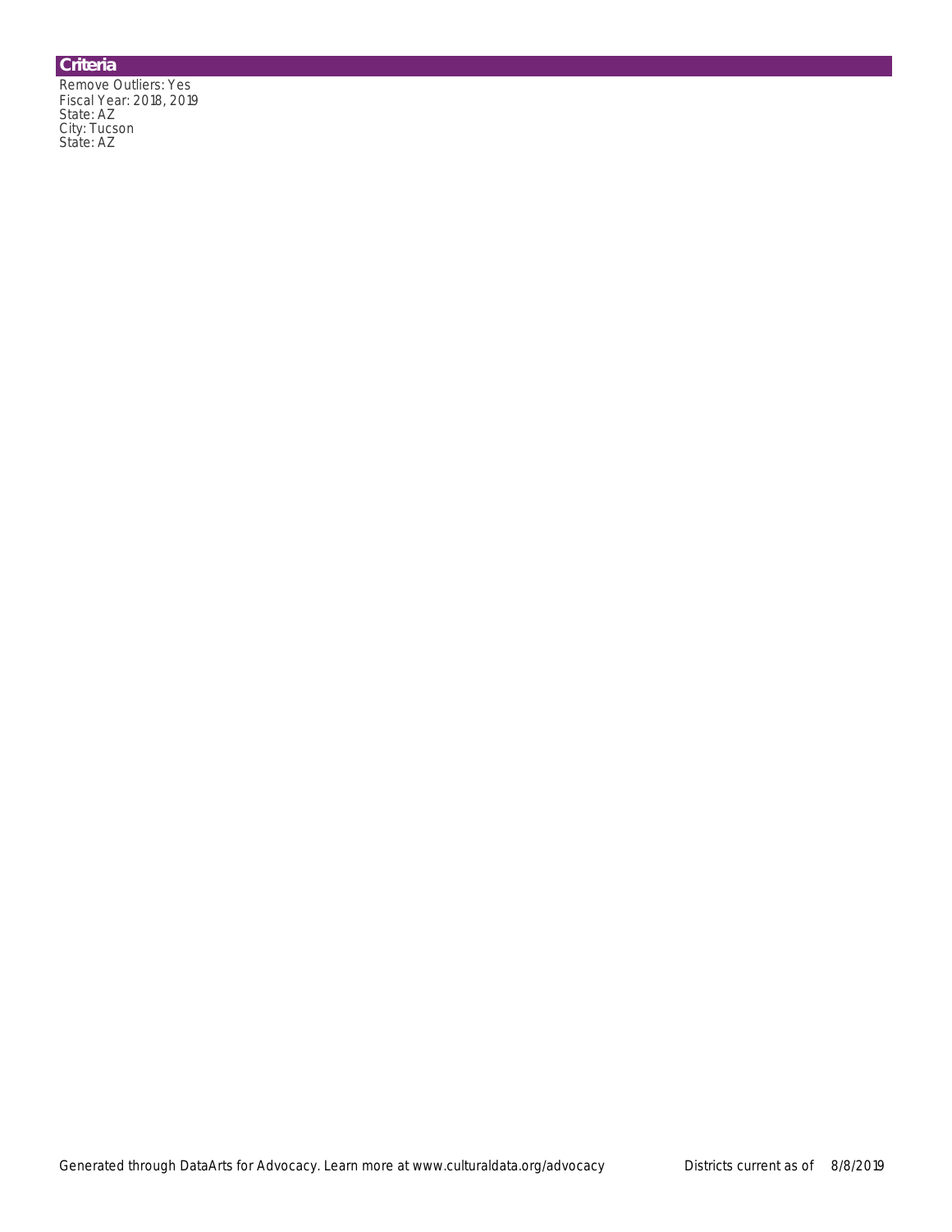## Criteria

Remove Outliers: Yes
Fiscal Year: 2018, 2019
State: AZ
City: Tucson
State: AZ

Generated through DataArts for Advocacy. Learn more at www.culturaldata.org/advocacy    Districts current as of 8/8/2019